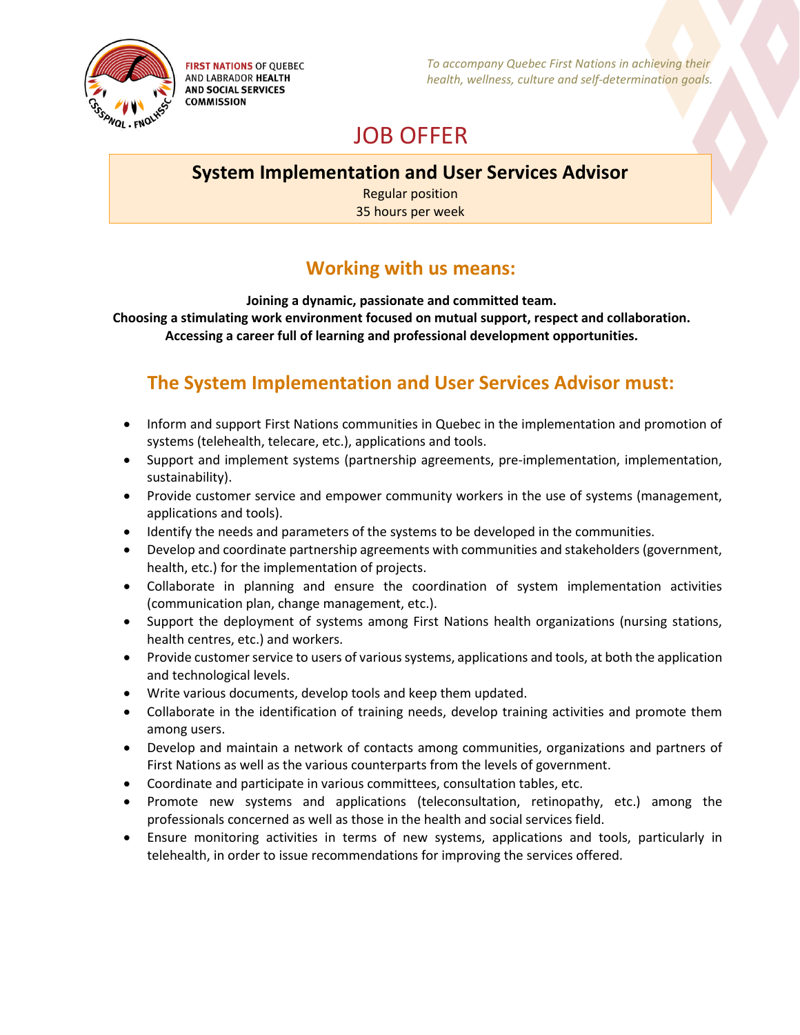FIRST NATIONS OF QUEBEC AND LABRADOR HEALTH AND SOCIAL SERVICES COMMISSION

*To accompany Quebec First Nations in achieving their health, wellness, culture and self-determination goals.*

# JOB OFFER

## System Implementation and User Services Advisor

Regular position
35 hours per week

## Working with us means:

**Joining a dynamic, passionate and committed team.**
**Choosing a stimulating work environment focused on mutual support, respect and collaboration.**
**Accessing a career full of learning and professional development opportunities.**

## The System Implementation and User Services Advisor must:

- Inform and support First Nations communities in Quebec in the implementation and promotion of systems (telehealth, telecare, etc.), applications and tools.
- Support and implement systems (partnership agreements, pre-implementation, implementation, sustainability).
- Provide customer service and empower community workers in the use of systems (management, applications and tools).
- Identify the needs and parameters of the systems to be developed in the communities.
- Develop and coordinate partnership agreements with communities and stakeholders (government, health, etc.) for the implementation of projects.
- Collaborate in planning and ensure the coordination of system implementation activities (communication plan, change management, etc.).
- Support the deployment of systems among First Nations health organizations (nursing stations, health centres, etc.) and workers.
- Provide customer service to users of various systems, applications and tools, at both the application and technological levels.
- Write various documents, develop tools and keep them updated.
- Collaborate in the identification of training needs, develop training activities and promote them among users.
- Develop and maintain a network of contacts among communities, organizations and partners of First Nations as well as the various counterparts from the levels of government.
- Coordinate and participate in various committees, consultation tables, etc.
- Promote new systems and applications (teleconsultation, retinopathy, etc.) among the professionals concerned as well as those in the health and social services field.
- Ensure monitoring activities in terms of new systems, applications and tools, particularly in telehealth, in order to issue recommendations for improving the services offered.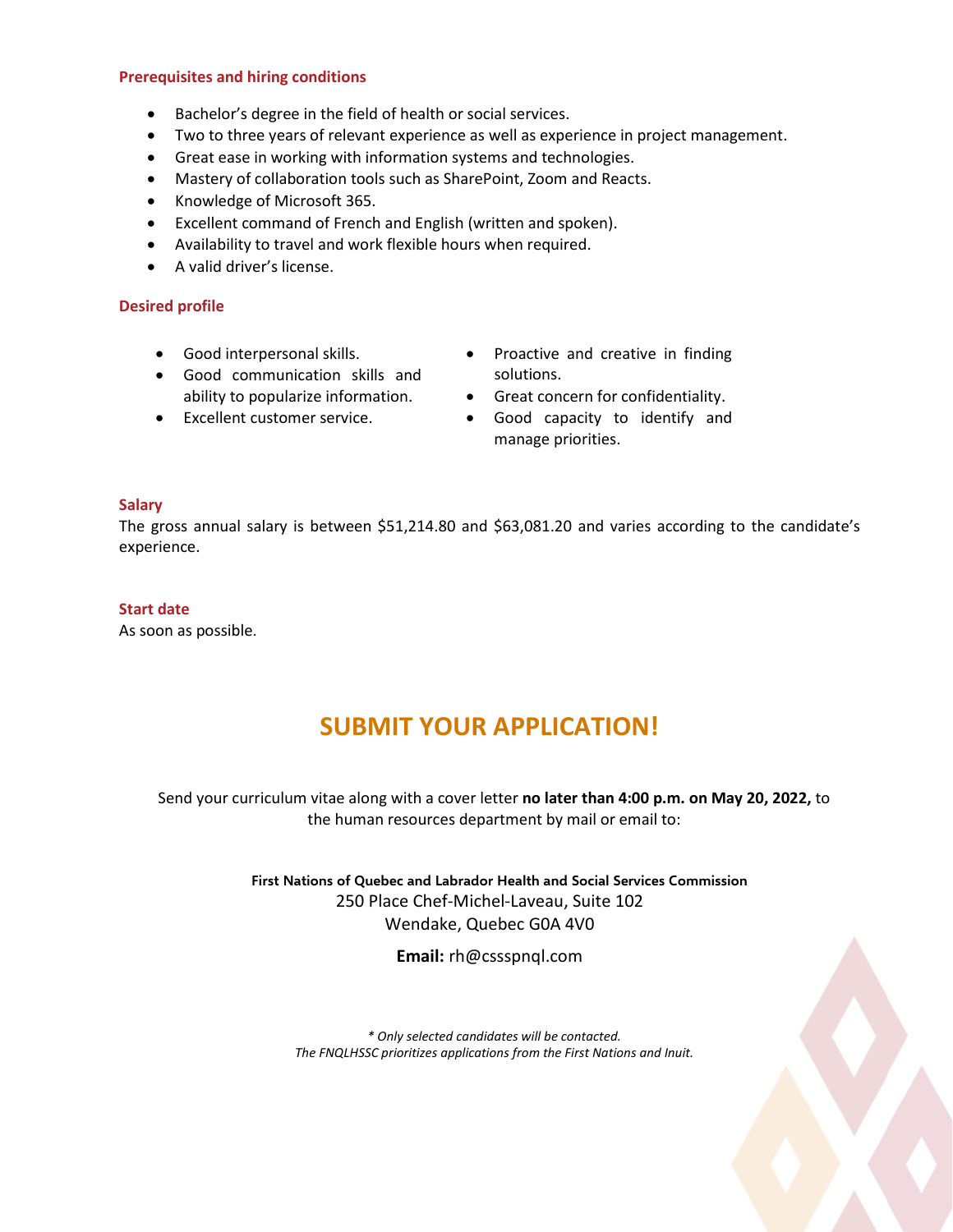## Prerequisites and hiring conditions

- Bachelor's degree in the field of health or social services.
- Two to three years of relevant experience as well as experience in project management.
- Great ease in working with information systems and technologies.
- Mastery of collaboration tools such as SharePoint, Zoom and Reacts.
- Knowledge of Microsoft 365.
- Excellent command of French and English (written and spoken).
- Availability to travel and work flexible hours when required.
- A valid driver's license.

## Desired profile

- Good interpersonal skills.
- Good communication skills and ability to popularize information.
- Excellent customer service.
- Proactive and creative in finding solutions.
- Great concern for confidentiality.
- Good capacity to identify and manage priorities.

## Salary

The gross annual salary is between $51,214.80 and $63,081.20 and varies according to the candidate's experience.

## Start date

As soon as possible.

# SUBMIT YOUR APPLICATION!

Send your curriculum vitae along with a cover letter **no later than 4:00 p.m. on May 20, 2022,** to the human resources department by mail or email to:

**First Nations of Quebec and Labrador Health and Social Services Commission**
250 Place Chef-Michel-Laveau, Suite 102
Wendake, Quebec G0A 4V0

**Email:** rh@cssspnql.com

*\* Only selected candidates will be contacted.*
*The FNQLHSSC prioritizes applications from the First Nations and Inuit.*